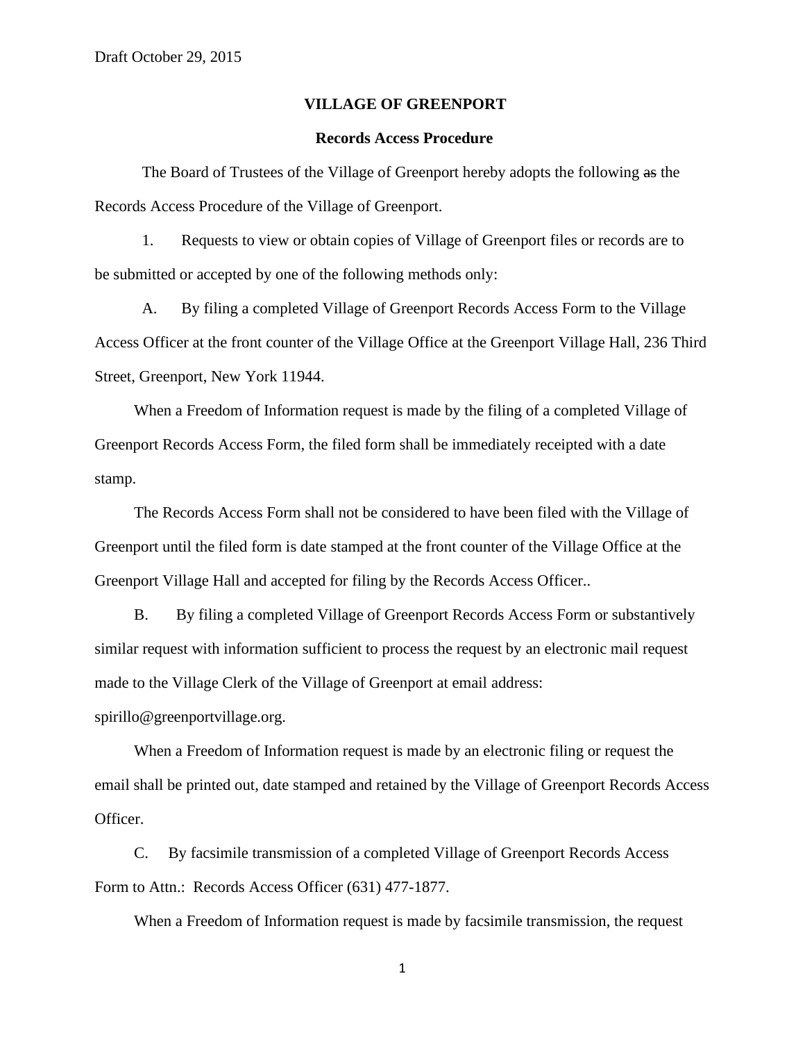Draft October 29, 2015

**VILLAGE OF GREENPORT**

**Records Access Procedure**

The Board of Trustees of the Village of Greenport hereby adopts the following ~~as~~ the Records Access Procedure of the Village of Greenport.

1. Requests to view or obtain copies of Village of Greenport files or records are to be submitted or accepted by one of the following methods only:

A. By filing a completed Village of Greenport Records Access Form to the Village Access Officer at the front counter of the Village Office at the Greenport Village Hall, 236 Third Street, Greenport, New York 11944.

When a Freedom of Information request is made by the filing of a completed Village of Greenport Records Access Form, the filed form shall be immediately receipted with a date stamp.

The Records Access Form shall not be considered to have been filed with the Village of Greenport until the filed form is date stamped at the front counter of the Village Office at the Greenport Village Hall and accepted for filing by the Records Access Officer..

B. By filing a completed Village of Greenport Records Access Form or substantively similar request with information sufficient to process the request by an electronic mail request made to the Village Clerk of the Village of Greenport at email address: spirillo@greenportvillage.org.

When a Freedom of Information request is made by an electronic filing or request the email shall be printed out, date stamped and retained by the Village of Greenport Records Access Officer.

C. By facsimile transmission of a completed Village of Greenport Records Access Form to Attn.: Records Access Officer (631) 477-1877.

When a Freedom of Information request is made by facsimile transmission, the request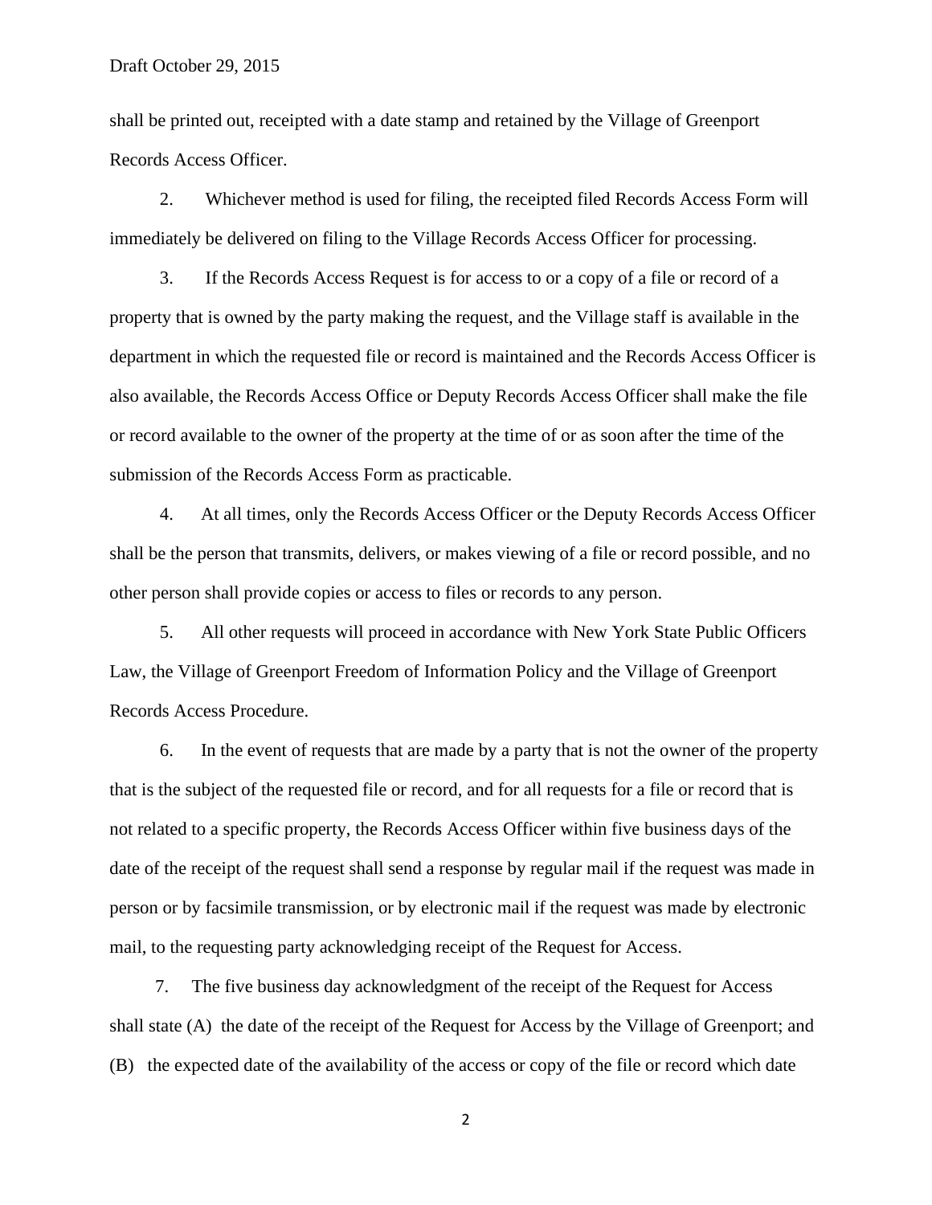shall be printed out, receipted with a date stamp and retained by the Village of Greenport Records Access Officer.

2. Whichever method is used for filing, the receipted filed Records Access Form will immediately be delivered on filing to the Village Records Access Officer for processing.

3. If the Records Access Request is for access to or a copy of a file or record of a property that is owned by the party making the request, and the Village staff is available in the department in which the requested file or record is maintained and the Records Access Officer is also available, the Records Access Office or Deputy Records Access Officer shall make the file or record available to the owner of the property at the time of or as soon after the time of the submission of the Records Access Form as practicable.

4. At all times, only the Records Access Officer or the Deputy Records Access Officer shall be the person that transmits, delivers, or makes viewing of a file or record possible, and no other person shall provide copies or access to files or records to any person.

5. All other requests will proceed in accordance with New York State Public Officers Law, the Village of Greenport Freedom of Information Policy and the Village of Greenport Records Access Procedure.

6. In the event of requests that are made by a party that is not the owner of the property that is the subject of the requested file or record, and for all requests for a file or record that is not related to a specific property, the Records Access Officer within five business days of the date of the receipt of the request shall send a response by regular mail if the request was made in person or by facsimile transmission, or by electronic mail if the request was made by electronic mail, to the requesting party acknowledging receipt of the Request for Access.

7. The five business day acknowledgment of the receipt of the Request for Access shall state (A) the date of the receipt of the Request for Access by the Village of Greenport; and (B) the expected date of the availability of the access or copy of the file or record which date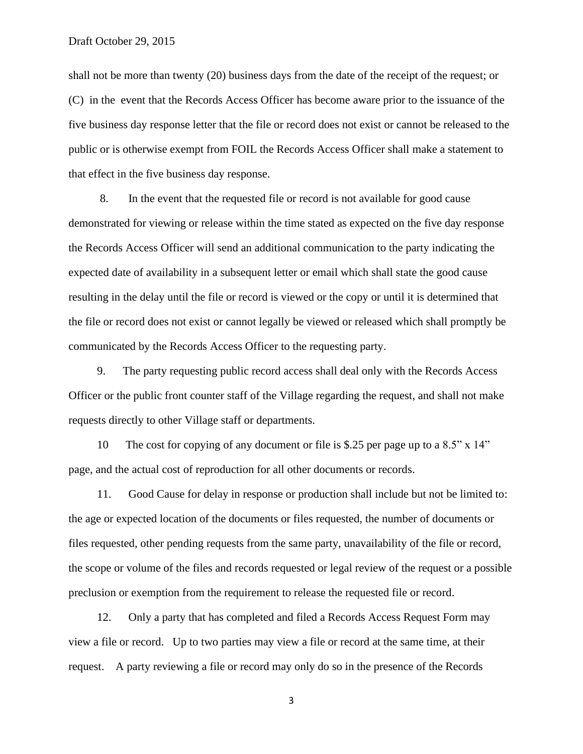shall not be more than twenty (20) business days from the date of the receipt of the request; or (C) in the event that the Records Access Officer has become aware prior to the issuance of the five business day response letter that the file or record does not exist or cannot be released to the public or is otherwise exempt from FOIL the Records Access Officer shall make a statement to that effect in the five business day response.

8. In the event that the requested file or record is not available for good cause demonstrated for viewing or release within the time stated as expected on the five day response the Records Access Officer will send an additional communication to the party indicating the expected date of availability in a subsequent letter or email which shall state the good cause resulting in the delay until the file or record is viewed or the copy or until it is determined that the file or record does not exist or cannot legally be viewed or released which shall promptly be communicated by the Records Access Officer to the requesting party.

9. The party requesting public record access shall deal only with the Records Access Officer or the public front counter staff of the Village regarding the request, and shall not make requests directly to other Village staff or departments.

10 The cost for copying of any document or file is $.25 per page up to a 8.5" x 14" page, and the actual cost of reproduction for all other documents or records.

11. Good Cause for delay in response or production shall include but not be limited to: the age or expected location of the documents or files requested, the number of documents or files requested, other pending requests from the same party, unavailability of the file or record, the scope or volume of the files and records requested or legal review of the request or a possible preclusion or exemption from the requirement to release the requested file or record.

12. Only a party that has completed and filed a Records Access Request Form may view a file or record. Up to two parties may view a file or record at the same time, at their request. A party reviewing a file or record may only do so in the presence of the Records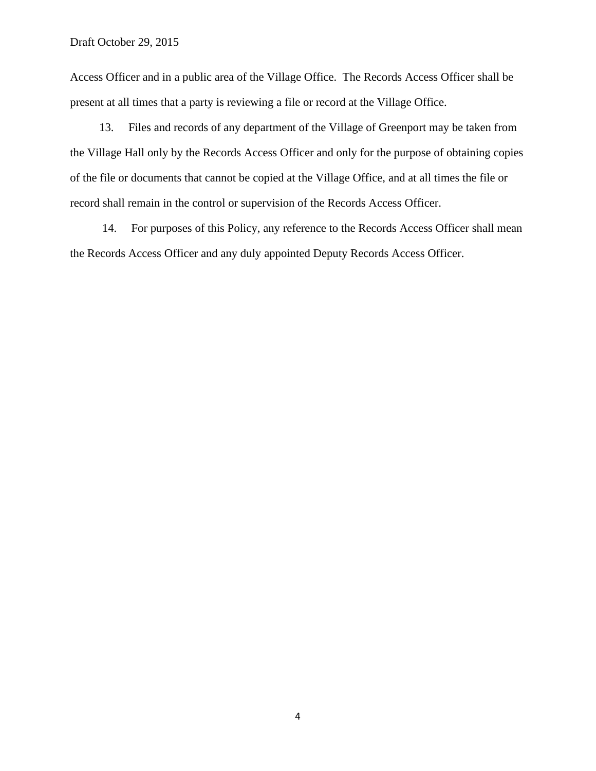Access Officer and in a public area of the Village Office. The Records Access Officer shall be present at all times that a party is reviewing a file or record at the Village Office.

13. Files and records of any department of the Village of Greenport may be taken from the Village Hall only by the Records Access Officer and only for the purpose of obtaining copies of the file or documents that cannot be copied at the Village Office, and at all times the file or record shall remain in the control or supervision of the Records Access Officer.

14. For purposes of this Policy, any reference to the Records Access Officer shall mean the Records Access Officer and any duly appointed Deputy Records Access Officer.